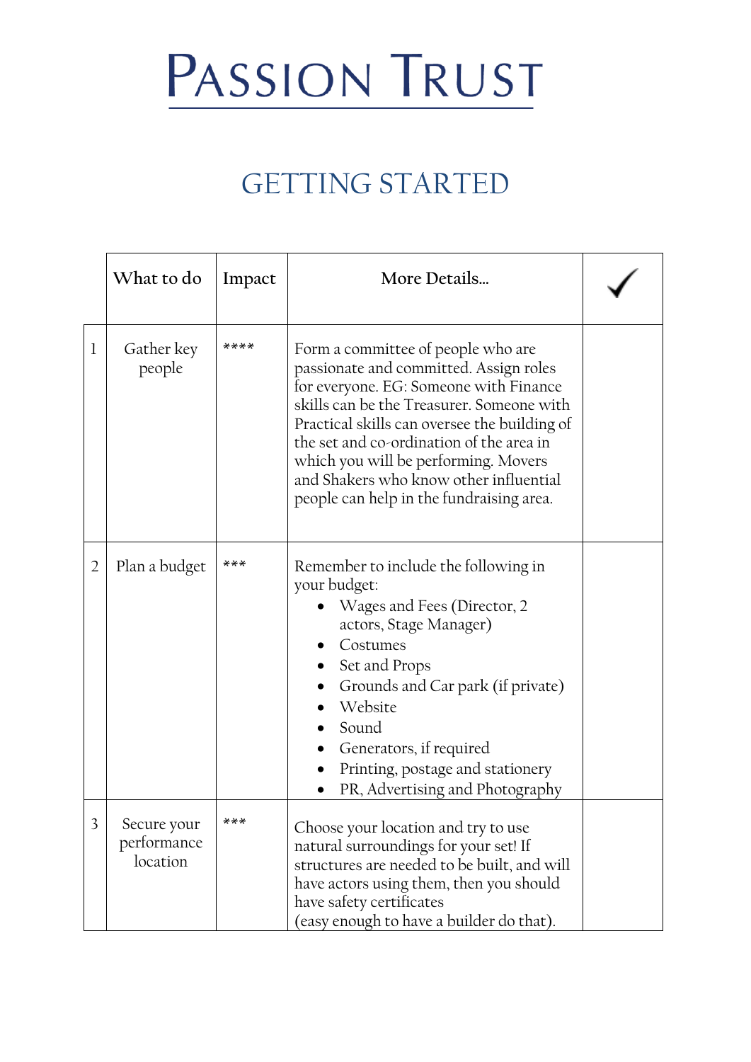# PASSION TRUST

## GETTING STARTED

| | What to do | Impact | More Details... | ✓ |
|---|---|---|---|---|
| 1 | Gather key people | **** | Form a committee of people who are passionate and committed. Assign roles for everyone. EG: Someone with Finance skills can be the Treasurer. Someone with Practical skills can oversee the building of the set and co-ordination of the area in which you will be performing. Movers and Shakers who know other influential people can help in the fundraising area. | |
| 2 | Plan a budget | *** | Remember to include the following in your budget:<br>• Wages and Fees (Director, 2 actors, Stage Manager)<br>• Costumes<br>• Set and Props<br>• Grounds and Car park (if private)<br>• Website<br>• Sound<br>• Generators, if required<br>• Printing, postage and stationery<br>• PR, Advertising and Photography | |
| 3 | Secure your performance location | *** | Choose your location and try to use natural surroundings for your set! If structures are needed to be built, and will have actors using them, then you should have safety certificates (easy enough to have a builder do that). | |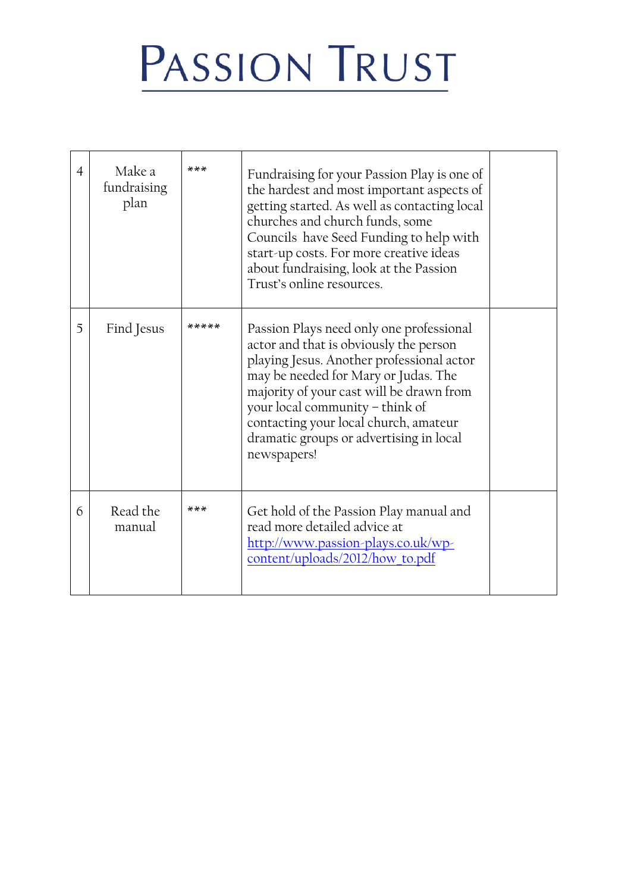# PASSION TRUST

| | | | | |
|---|---|---|---|---|
| 4 | Make a fundraising plan | *** | Fundraising for your Passion Play is one of the hardest and most important aspects of getting started. As well as contacting local churches and church funds, some Councils have Seed Funding to help with start-up costs. For more creative ideas about fundraising, look at the Passion Trust's online resources. | |
| 5 | Find Jesus | ***** | Passion Plays need only one professional actor and that is obviously the person playing Jesus. Another professional actor may be needed for Mary or Judas. The majority of your cast will be drawn from your local community – think of contacting your local church, amateur dramatic groups or advertising in local newspapers! | |
| 6 | Read the manual | *** | Get hold of the Passion Play manual and read more detailed advice at http://www.passion-plays.co.uk/wp-content/uploads/2012/how_to.pdf | |